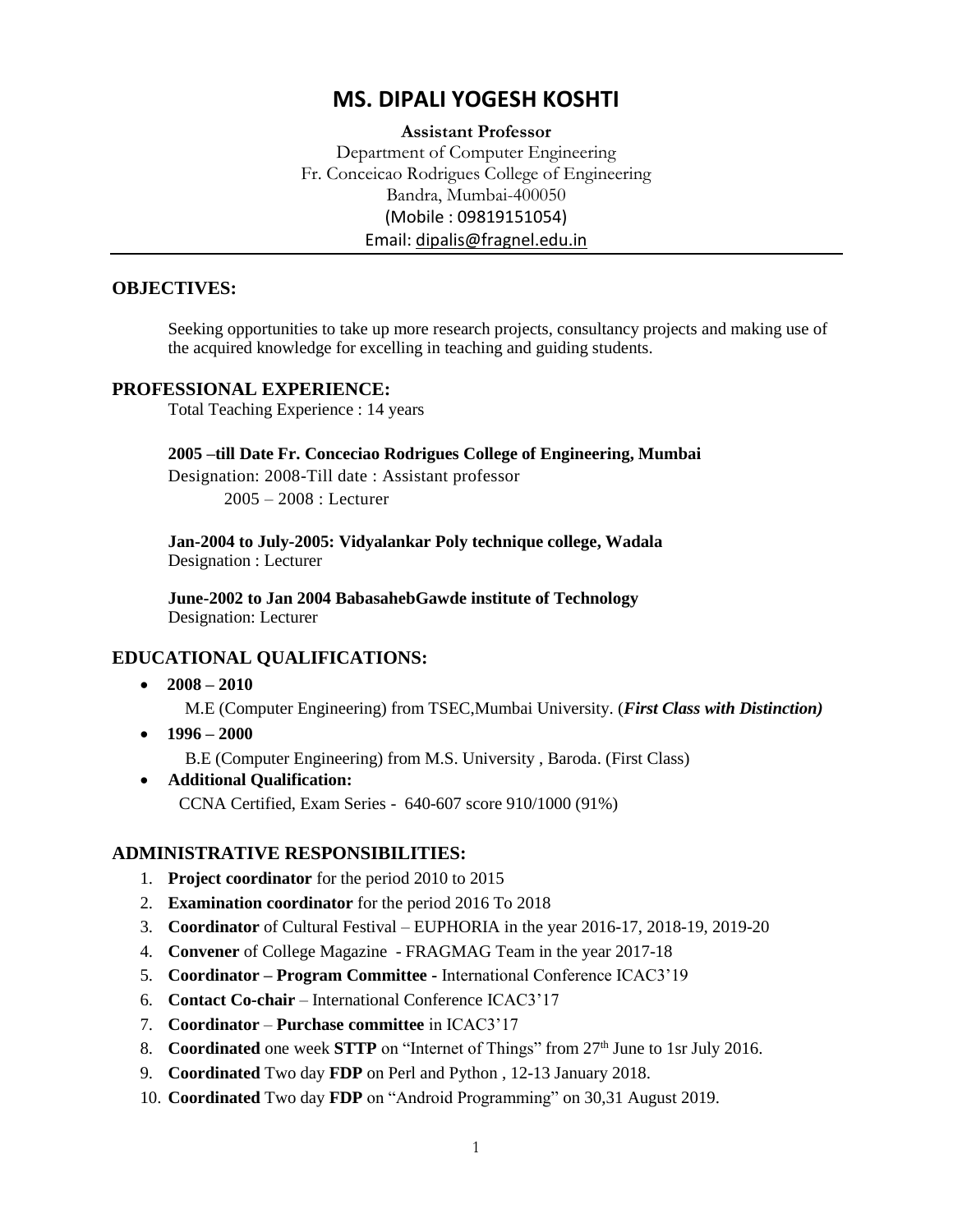# MS. DIPALI YOGESH KOSHTI

**Assistant Professor**
Department of Computer Engineering
Fr. Conceicao Rodrigues College of Engineering
Bandra, Mumbai-400050
(Mobile : 09819151054)
Email: dipalis@fragnel.edu.in

---

## OBJECTIVES:

Seeking opportunities to take up more research projects, consultancy projects and making use of the acquired knowledge for excelling in teaching and guiding students.

## PROFESSIONAL EXPERIENCE:

Total Teaching Experience : 14 years

**2005 –till Date Fr. Conceciao Rodrigues College of Engineering, Mumbai**
Designation: 2008-Till date : Assistant professor
2005 – 2008 : Lecturer

**Jan-2004 to July-2005: Vidyalankar Poly technique college, Wadala**
Designation : Lecturer

**June-2002 to Jan 2004 BabasahebGawde institute of Technology**
Designation: Lecturer

## EDUCATIONAL QUALIFICATIONS:

- **2008 – 2010**
  M.E (Computer Engineering) from TSEC,Mumbai University. (***First Class with Distinction)***
- **1996 – 2000**
  B.E (Computer Engineering) from M.S. University , Baroda. (First Class)
- **Additional Qualification:**
  CCNA Certified, Exam Series - 640-607 score 910/1000 (91%)

## ADMINISTRATIVE RESPONSIBILITIES:

1. **Project coordinator** for the period 2010 to 2015
2. **Examination coordinator** for the period 2016 To 2018
3. **Coordinator** of Cultural Festival – EUPHORIA in the year 2016-17, 2018-19, 2019-20
4. **Convener** of College Magazine - FRAGMAG Team in the year 2017-18
5. **Coordinator – Program Committee -** International Conference ICAC3'19
6. **Contact Co-chair** – International Conference ICAC3'17
7. **Coordinator** – **Purchase committee** in ICAC3'17
8. **Coordinated** one week **STTP** on "Internet of Things" from 27th June to 1sr July 2016.
9. **Coordinated** Two day **FDP** on Perl and Python , 12-13 January 2018.
10. **Coordinated** Two day **FDP** on "Android Programming" on 30,31 August 2019.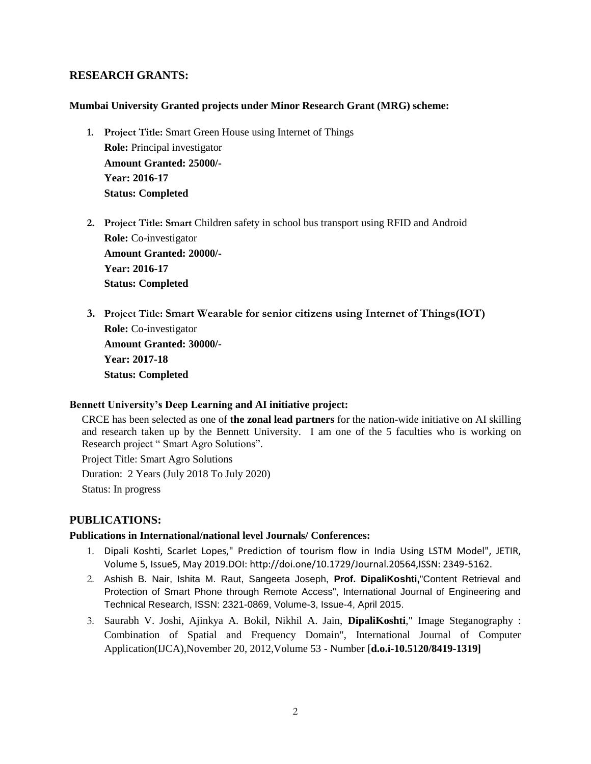## RESEARCH GRANTS:

**Mumbai University Granted projects under Minor Research Grant (MRG) scheme:**

1. **Project Title:** Smart Green House using Internet of Things
   **Role:** Principal investigator
   **Amount Granted: 25000/-**
   **Year: 2016-17**
   **Status: Completed**

2. **Project Title: Smart** Children safety in school bus transport using RFID and Android
   **Role:** Co-investigator
   **Amount Granted: 20000/-**
   **Year: 2016-17**
   **Status: Completed**

3. **Project Title: Smart Wearable for senior citizens using Internet of Things(IOT)**
   **Role:** Co-investigator
   **Amount Granted: 30000/-**
   **Year: 2017-18**
   **Status: Completed**

**Bennett University's Deep Learning and AI initiative project:**

CRCE has been selected as one of **the zonal lead partners** for the nation-wide initiative on AI skilling and research taken up by the Bennett University. I am one of the 5 faculties who is working on Research project " Smart Agro Solutions".

Project Title: Smart Agro Solutions

Duration: 2 Years (July 2018 To July 2020)

Status: In progress

## PUBLICATIONS:

**Publications in International/national level Journals/ Conferences:**

1. Dipali Koshti, Scarlet Lopes," Prediction of tourism flow in India Using LSTM Model", JETIR, Volume 5, Issue5, May 2019.DOI: http://doi.one/10.1729/Journal.20564,ISSN: 2349-5162.
2. Ashish B. Nair, Ishita M. Raut, Sangeeta Joseph, **Prof. DipaliKoshti,**"Content Retrieval and Protection of Smart Phone through Remote Access", International Journal of Engineering and Technical Research, ISSN: 2321-0869, Volume-3, Issue-4, April 2015.
3. Saurabh V. Joshi, Ajinkya A. Bokil, Nikhil A. Jain, **DipaliKoshti**," Image Steganography : Combination of Spatial and Frequency Domain", International Journal of Computer Application(IJCA),November 20, 2012,Volume 53 - Number [**d.o.i-10.5120/8419-1319]**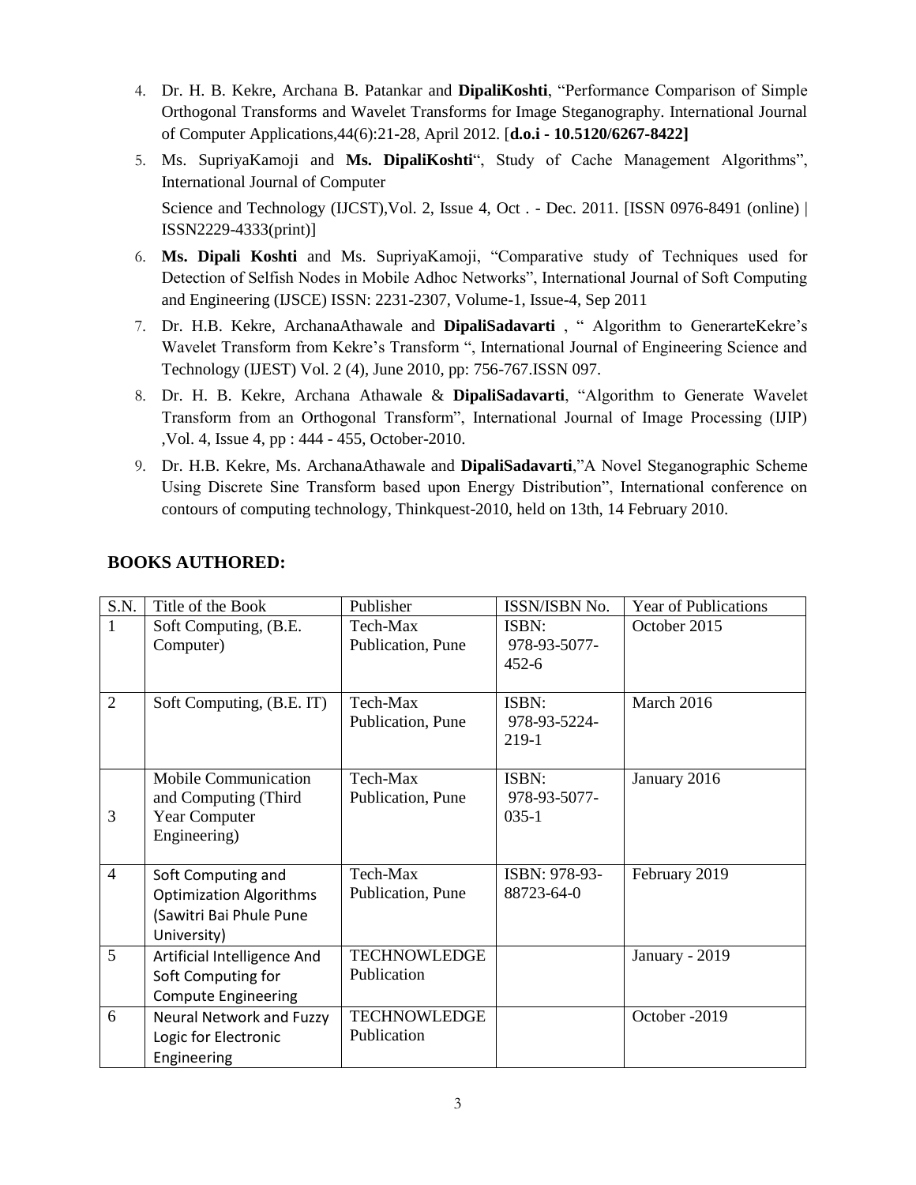4. Dr. H. B. Kekre, Archana B. Patankar and **DipaliKoshti**, "Performance Comparison of Simple Orthogonal Transforms and Wavelet Transforms for Image Steganography. International Journal of Computer Applications,44(6):21-28, April 2012. [**d.o.i - 10.5120/6267-8422]**
5. Ms. SupriyaKamoji and **Ms. DipaliKoshti**", Study of Cache Management Algorithms", International Journal of Computer

   Science and Technology (IJCST),Vol. 2, Issue 4, Oct . - Dec. 2011. [ISSN 0976-8491 (online) | ISSN2229-4333(print)]
6. **Ms. Dipali Koshti** and Ms. SupriyaKamoji, "Comparative study of Techniques used for Detection of Selfish Nodes in Mobile Adhoc Networks", International Journal of Soft Computing and Engineering (IJSCE) ISSN: 2231-2307, Volume-1, Issue-4, Sep 2011
7. Dr. H.B. Kekre, ArchanaAthawale and **DipaliSadavarti** , " Algorithm to GenerarteKekre's Wavelet Transform from Kekre's Transform ", International Journal of Engineering Science and Technology (IJEST) Vol. 2 (4), June 2010, pp: 756-767.ISSN 097.
8. Dr. H. B. Kekre, Archana Athawale & **DipaliSadavarti**, "Algorithm to Generate Wavelet Transform from an Orthogonal Transform", International Journal of Image Processing (IJIP) ,Vol. 4, Issue 4, pp : 444 - 455, October-2010.
9. Dr. H.B. Kekre, Ms. ArchanaAthawale and **DipaliSadavarti**,"A Novel Steganographic Scheme Using Discrete Sine Transform based upon Energy Distribution", International conference on contours of computing technology, Thinkquest-2010, held on 13th, 14 February 2010.

## BOOKS AUTHORED:

| S.N. | Title of the Book | Publisher | ISSN/ISBN No. | Year of Publications |
|---|---|---|---|---|
| 1 | Soft Computing, (B.E. Computer) | Tech-Max Publication, Pune | ISBN: 978-93-5077-452-6 | October 2015 |
| 2 | Soft Computing, (B.E. IT) | Tech-Max Publication, Pune | ISBN: 978-93-5224-219-1 | March 2016 |
| 3 | Mobile Communication and Computing (Third Year Computer Engineering) | Tech-Max Publication, Pune | ISBN: 978-93-5077-035-1 | January 2016 |
| 4 | Soft Computing and Optimization Algorithms (Sawitri Bai Phule Pune University) | Tech-Max Publication, Pune | ISBN: 978-93-88723-64-0 | February 2019 |
| 5 | Artificial Intelligence And Soft Computing for Compute Engineering | TECHNOWLEDGE Publication | | January - 2019 |
| 6 | Neural Network and Fuzzy Logic for Electronic Engineering | TECHNOWLEDGE Publication | | October -2019 |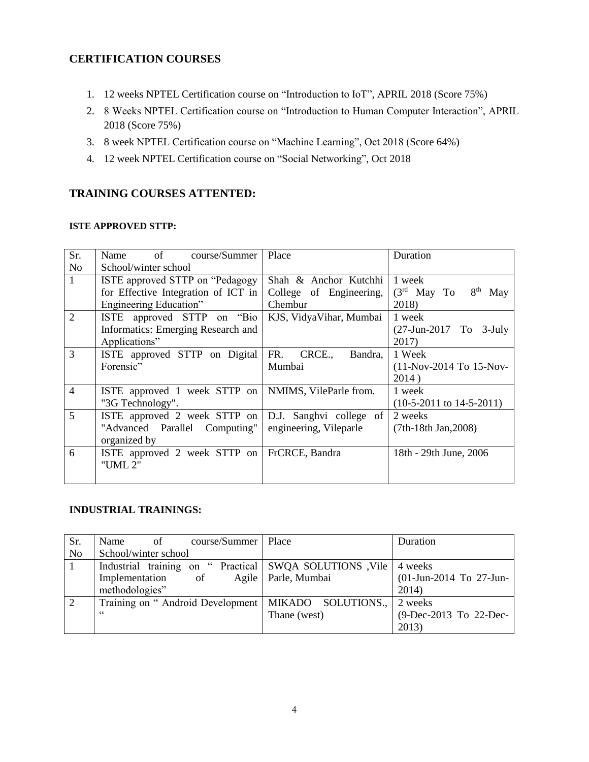## CERTIFICATION COURSES

1. 12 weeks NPTEL Certification course on "Introduction to IoT", APRIL 2018 (Score 75%)
2. 8 Weeks NPTEL Certification course on "Introduction to Human Computer Interaction", APRIL 2018 (Score 75%)
3. 8 week NPTEL Certification course on "Machine Learning", Oct 2018 (Score 64%)
4. 12 week NPTEL Certification course on "Social Networking", Oct 2018

## TRAINING COURSES ATTENTED:

### ISTE APPROVED STTP:

| Sr. No | Name of course/Summer School/winter school | Place | Duration |
|---|---|---|---|
| 1 | ISTE approved STTP on "Pedagogy for Effective Integration of ICT in Engineering Education" | Shah & Anchor Kutchhi College of Engineering, Chembur | 1 week (3rd May To 8th May 2018) |
| 2 | ISTE approved STTP on "Bio Informatics: Emerging Research and Applications" | KJS, VidyaVihar, Mumbai | 1 week (27-Jun-2017 To 3-July 2017) |
| 3 | ISTE approved STTP on Digital Forensic" | FR. CRCE., Bandra, Mumbai | 1 Week (11-Nov-2014 To 15-Nov-2014 ) |
| 4 | ISTE approved 1 week STTP on "3G Technology". | NMIMS, VileParle from. | 1 week (10-5-2011 to 14-5-2011) |
| 5 | ISTE approved 2 week STTP on "Advanced Parallel Computing" organized by | D.J. Sanghvi college of engineering, Vileparle | 2 weeks (7th-18th Jan,2008) |
| 6 | ISTE approved 2 week STTP on "UML 2" | FrCRCE, Bandra | 18th - 29th June, 2006 |

### INDUSTRIAL TRAININGS:

| Sr. No | Name of course/Summer School/winter school | Place | Duration |
|---|---|---|---|
| 1 | Industrial training on " Practical Implementation of Agile methodologies" | SWQA SOLUTIONS ,Vile Parle, Mumbai | 4 weeks (01-Jun-2014 To 27-Jun-2014) |
| 2 | Training on " Android Development " | MIKADO SOLUTIONS., Thane (west) | 2 weeks (9-Dec-2013 To 22-Dec-2013) |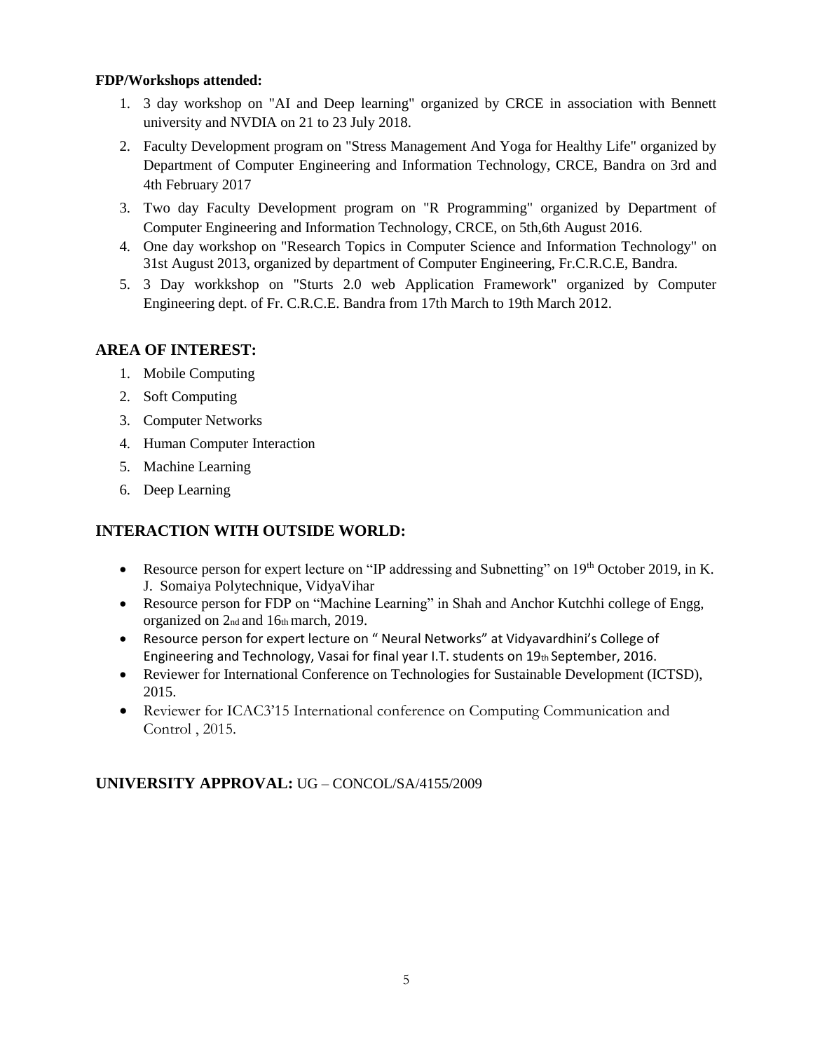**FDP/Workshops attended:**

1. 3 day workshop on "AI and Deep learning" organized by CRCE in association with Bennett university and NVDIA on 21 to 23 July 2018.
2. Faculty Development program on "Stress Management And Yoga for Healthy Life" organized by Department of Computer Engineering and Information Technology, CRCE, Bandra on 3rd and 4th February 2017
3. Two day Faculty Development program on "R Programming" organized by Department of Computer Engineering and Information Technology, CRCE, on 5th,6th August 2016.
4. One day workshop on "Research Topics in Computer Science and Information Technology" on 31st August 2013, organized by department of Computer Engineering, Fr.C.R.C.E, Bandra.
5. 3 Day workkshop on "Sturts 2.0 web Application Framework" organized by Computer Engineering dept. of Fr. C.R.C.E. Bandra from 17th March to 19th March 2012.

## AREA OF INTEREST:

1. Mobile Computing
2. Soft Computing
3. Computer Networks
4. Human Computer Interaction
5. Machine Learning
6. Deep Learning

## INTERACTION WITH OUTSIDE WORLD:

- Resource person for expert lecture on "IP addressing and Subnetting" on 19th October 2019, in K. J. Somaiya Polytechnique, VidyaVihar
- Resource person for FDP on "Machine Learning" in Shah and Anchor Kutchhi college of Engg, organized on 2nd and 16th march, 2019.
- Resource person for expert lecture on " Neural Networks" at Vidyavardhini's College of Engineering and Technology, Vasai for final year I.T. students on 19th September, 2016.
- Reviewer for International Conference on Technologies for Sustainable Development (ICTSD), 2015.
- Reviewer for ICAC3'15 International conference on Computing Communication and Control , 2015.

## UNIVERSITY APPROVAL: UG – CONCOL/SA/4155/2009